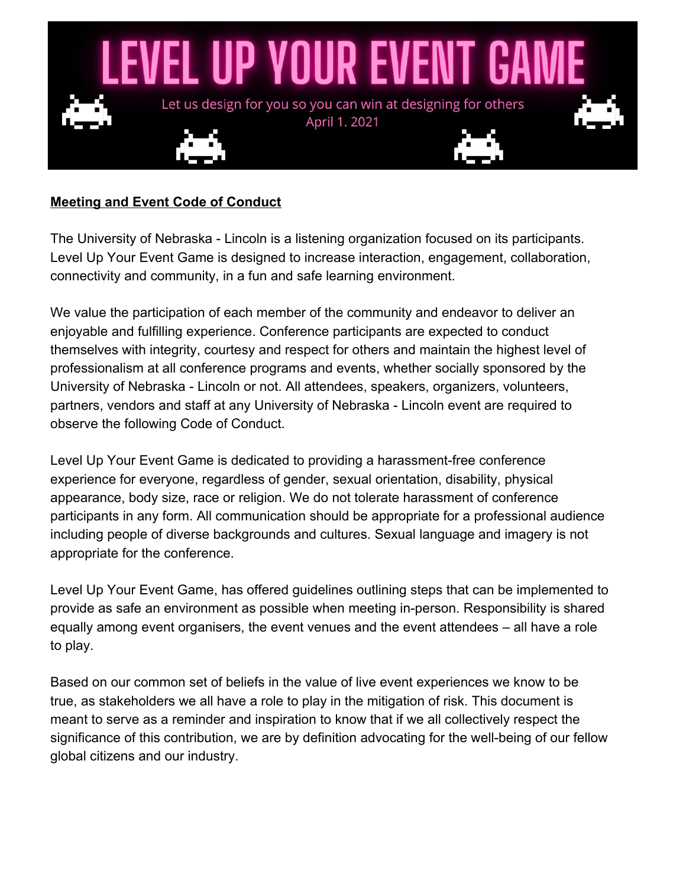# LEVEL UP YOUR EVENT GAME

Let us design for you so you can win at designing for others
April 1. 2021

**Meeting and Event Code of Conduct**

The University of Nebraska - Lincoln is a listening organization focused on its participants. Level Up Your Event Game is designed to increase interaction, engagement, collaboration, connectivity and community, in a fun and safe learning environment.

We value the participation of each member of the community and endeavor to deliver an enjoyable and fulfilling experience. Conference participants are expected to conduct themselves with integrity, courtesy and respect for others and maintain the highest level of professionalism at all conference programs and events, whether socially sponsored by the University of Nebraska - Lincoln or not. All attendees, speakers, organizers, volunteers, partners, vendors and staff at any University of Nebraska - Lincoln event are required to observe the following Code of Conduct.

Level Up Your Event Game is dedicated to providing a harassment-free conference experience for everyone, regardless of gender, sexual orientation, disability, physical appearance, body size, race or religion. We do not tolerate harassment of conference participants in any form. All communication should be appropriate for a professional audience including people of diverse backgrounds and cultures. Sexual language and imagery is not appropriate for the conference.

Level Up Your Event Game, has offered guidelines outlining steps that can be implemented to provide as safe an environment as possible when meeting in-person. Responsibility is shared equally among event organisers, the event venues and the event attendees – all have a role to play.

Based on our common set of beliefs in the value of live event experiences we know to be true, as stakeholders we all have a role to play in the mitigation of risk. This document is meant to serve as a reminder and inspiration to know that if we all collectively respect the significance of this contribution, we are by definition advocating for the well-being of our fellow global citizens and our industry.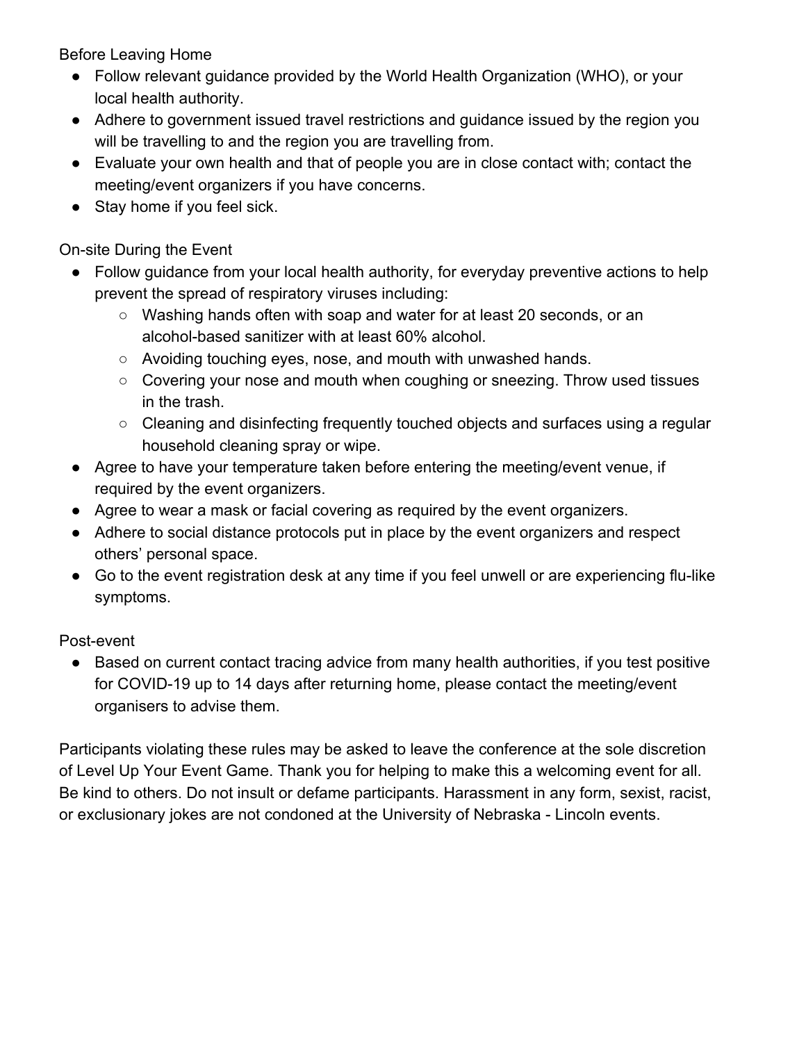Before Leaving Home

- Follow relevant guidance provided by the World Health Organization (WHO), or your local health authority.
- Adhere to government issued travel restrictions and guidance issued by the region you will be travelling to and the region you are travelling from.
- Evaluate your own health and that of people you are in close contact with; contact the meeting/event organizers if you have concerns.
- Stay home if you feel sick.

On-site During the Event

- Follow guidance from your local health authority, for everyday preventive actions to help prevent the spread of respiratory viruses including:
  - Washing hands often with soap and water for at least 20 seconds, or an alcohol-based sanitizer with at least 60% alcohol.
  - Avoiding touching eyes, nose, and mouth with unwashed hands.
  - Covering your nose and mouth when coughing or sneezing. Throw used tissues in the trash.
  - Cleaning and disinfecting frequently touched objects and surfaces using a regular household cleaning spray or wipe.
- Agree to have your temperature taken before entering the meeting/event venue, if required by the event organizers.
- Agree to wear a mask or facial covering as required by the event organizers.
- Adhere to social distance protocols put in place by the event organizers and respect others' personal space.
- Go to the event registration desk at any time if you feel unwell or are experiencing flu-like symptoms.

Post-event

- Based on current contact tracing advice from many health authorities, if you test positive for COVID-19 up to 14 days after returning home, please contact the meeting/event organisers to advise them.

Participants violating these rules may be asked to leave the conference at the sole discretion of Level Up Your Event Game. Thank you for helping to make this a welcoming event for all. Be kind to others. Do not insult or defame participants. Harassment in any form, sexist, racist, or exclusionary jokes are not condoned at the University of Nebraska - Lincoln events.